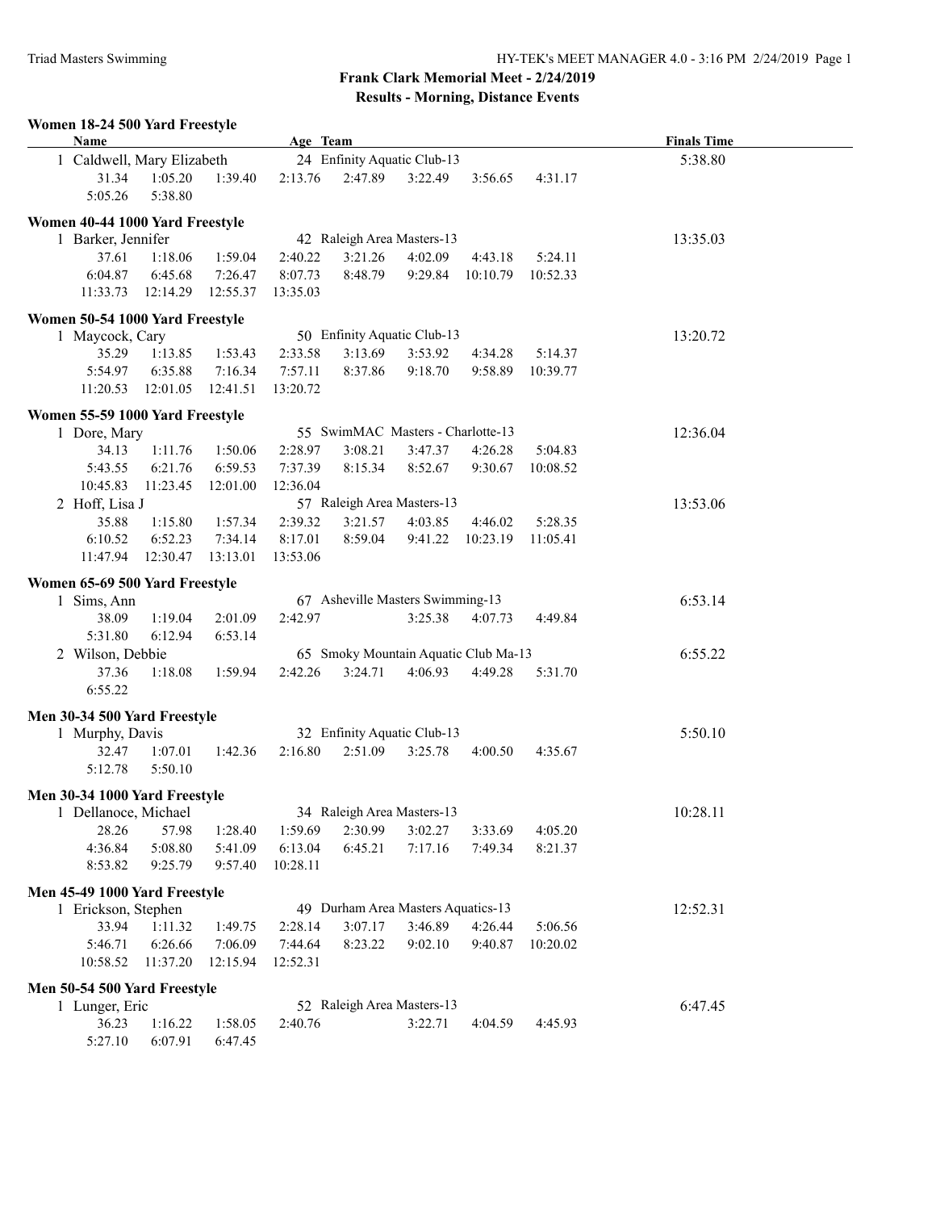# Frank Clark Memorial Meet - 2/24/2019

## Results - Morning, Distance Events

### Women 18-24 500 Yard Freestyle

| Name | Age | Team | Finals Time |
|---|---|---|---|
| 1 Caldwell, Mary Elizabeth | 24 | Enfinity Aquatic Club-13 | 5:38.80 |

31.34 1:05.20 1:39.40 2:13.76 2:47.89 3:22.49 3:56.65 4:31.17
5:05.26 5:38.80

### Women 40-44 1000 Yard Freestyle

| Name | Age | Team | Finals Time |
|---|---|---|---|
| 1 Barker, Jennifer | 42 | Raleigh Area Masters-13 | 13:35.03 |

37.61 1:18.06 1:59.04 2:40.22 3:21.26 4:02.09 4:43.18 5:24.11
6:04.87 6:45.68 7:26.47 8:07.73 8:48.79 9:29.84 10:10.79 10:52.33
11:33.73 12:14.29 12:55.37 13:35.03

### Women 50-54 1000 Yard Freestyle

| Name | Age | Team | Finals Time |
|---|---|---|---|
| 1 Maycock, Cary | 50 | Enfinity Aquatic Club-13 | 13:20.72 |

35.29 1:13.85 1:53.43 2:33.58 3:13.69 3:53.92 4:34.28 5:14.37
5:54.97 6:35.88 7:16.34 7:57.11 8:37.86 9:18.70 9:58.89 10:39.77
11:20.53 12:01.05 12:41.51 13:20.72

### Women 55-59 1000 Yard Freestyle

| Name | Age | Team | Finals Time |
|---|---|---|---|
| 1 Dore, Mary | 55 | SwimMAC Masters - Charlotte-13 | 12:36.04 |

34.13 1:11.76 1:50.06 2:28.97 3:08.21 3:47.37 4:26.28 5:04.83
5:43.55 6:21.76 6:59.53 7:37.39 8:15.34 8:52.67 9:30.67 10:08.52
10:45.83 11:23.45 12:01.00 12:36.04

| Name | Age | Team | Finals Time |
|---|---|---|---|
| 2 Hoff, Lisa J | 57 | Raleigh Area Masters-13 | 13:53.06 |

35.88 1:15.80 1:57.34 2:39.32 3:21.57 4:03.85 4:46.02 5:28.35
6:10.52 6:52.23 7:34.14 8:17.01 8:59.04 9:41.22 10:23.19 11:05.41
11:47.94 12:30.47 13:13.01 13:53.06

### Women 65-69 500 Yard Freestyle

| Name | Age | Team | Finals Time |
|---|---|---|---|
| 1 Sims, Ann | 67 | Asheville Masters Swimming-13 | 6:53.14 |

38.09 1:19.04 2:01.09 2:42.97 3:25.38 4:07.73 4:49.84
5:31.80 6:12.94 6:53.14

| Name | Age | Team | Finals Time |
|---|---|---|---|
| 2 Wilson, Debbie | 65 | Smoky Mountain Aquatic Club Ma-13 | 6:55.22 |

37.36 1:18.08 1:59.94 2:42.26 3:24.71 4:06.93 4:49.28 5:31.70
6:55.22

### Men 30-34 500 Yard Freestyle

| Name | Age | Team | Finals Time |
|---|---|---|---|
| 1 Murphy, Davis | 32 | Enfinity Aquatic Club-13 | 5:50.10 |

32.47 1:07.01 1:42.36 2:16.80 2:51.09 3:25.78 4:00.50 4:35.67
5:12.78 5:50.10

### Men 30-34 1000 Yard Freestyle

| Name | Age | Team | Finals Time |
|---|---|---|---|
| 1 Dellanoce, Michael | 34 | Raleigh Area Masters-13 | 10:28.11 |

28.26 57.98 1:28.40 1:59.69 2:30.99 3:02.27 3:33.69 4:05.20
4:36.84 5:08.80 5:41.09 6:13.04 6:45.21 7:17.16 7:49.34 8:21.37
8:53.82 9:25.79 9:57.40 10:28.11

### Men 45-49 1000 Yard Freestyle

| Name | Age | Team | Finals Time |
|---|---|---|---|
| 1 Erickson, Stephen | 49 | Durham Area Masters Aquatics-13 | 12:52.31 |

33.94 1:11.32 1:49.75 2:28.14 3:07.17 3:46.89 4:26.44 5:06.56
5:46.71 6:26.66 7:06.09 7:44.64 8:23.22 9:02.10 9:40.87 10:20.02
10:58.52 11:37.20 12:15.94 12:52.31

### Men 50-54 500 Yard Freestyle

| Name | Age | Team | Finals Time |
|---|---|---|---|
| 1 Lunger, Eric | 52 | Raleigh Area Masters-13 | 6:47.45 |

36.23 1:16.22 1:58.05 2:40.76 3:22.71 4:04.59 4:45.93
5:27.10 6:07.91 6:47.45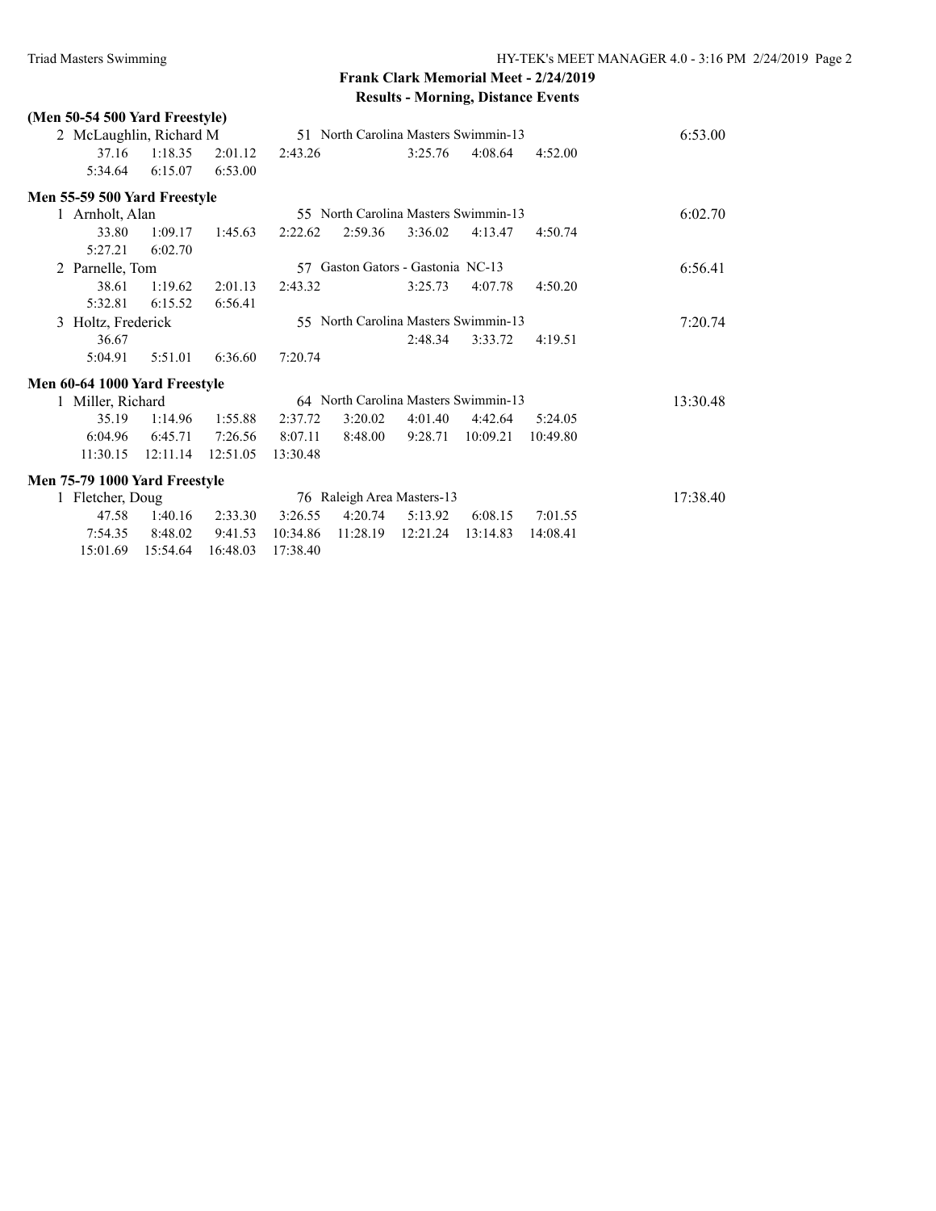## Frank Clark Memorial Meet - 2/24/2019

### Results - Morning, Distance Events

**(Men 50-54 500 Yard Freestyle)**

2 McLaughlin, Richard M — 51 North Carolina Masters Swimmin-13 — 6:53.00

| | | | | | | | |
|---|---|---|---|---|---|---|---|
| 37.16 | 1:18.35 | 2:01.12 | 2:43.26 | | 3:25.76 | 4:08.64 | 4:52.00 |
| 5:34.64 | 6:15.07 | 6:53.00 | | | | | |

**Men 55-59 500 Yard Freestyle**

1 Arnholt, Alan — 55 North Carolina Masters Swimmin-13 — 6:02.70

| | | | | | | | |
|---|---|---|---|---|---|---|---|
| 33.80 | 1:09.17 | 1:45.63 | 2:22.62 | 2:59.36 | 3:36.02 | 4:13.47 | 4:50.74 |
| 5:27.21 | 6:02.70 | | | | | | |

2 Parnelle, Tom — 57 Gaston Gators - Gastonia NC-13 — 6:56.41

| | | | | | | | |
|---|---|---|---|---|---|---|---|
| 38.61 | 1:19.62 | 2:01.13 | 2:43.32 | | 3:25.73 | 4:07.78 | 4:50.20 |
| 5:32.81 | 6:15.52 | 6:56.41 | | | | | |

3 Holtz, Frederick — 55 North Carolina Masters Swimmin-13 — 7:20.74

| | | | | | | | |
|---|---|---|---|---|---|---|---|
| 36.67 | | | | | 2:48.34 | 3:33.72 | 4:19.51 |
| 5:04.91 | 5:51.01 | 6:36.60 | 7:20.74 | | | | |

**Men 60-64 1000 Yard Freestyle**

1 Miller, Richard — 64 North Carolina Masters Swimmin-13 — 13:30.48

| | | | | | | | |
|---|---|---|---|---|---|---|---|
| 35.19 | 1:14.96 | 1:55.88 | 2:37.72 | 3:20.02 | 4:01.40 | 4:42.64 | 5:24.05 |
| 6:04.96 | 6:45.71 | 7:26.56 | 8:07.11 | 8:48.00 | 9:28.71 | 10:09.21 | 10:49.80 |
| 11:30.15 | 12:11.14 | 12:51.05 | 13:30.48 | | | | |

**Men 75-79 1000 Yard Freestyle**

1 Fletcher, Doug — 76 Raleigh Area Masters-13 — 17:38.40

| | | | | | | | |
|---|---|---|---|---|---|---|---|
| 47.58 | 1:40.16 | 2:33.30 | 3:26.55 | 4:20.74 | 5:13.92 | 6:08.15 | 7:01.55 |
| 7:54.35 | 8:48.02 | 9:41.53 | 10:34.86 | 11:28.19 | 12:21.24 | 13:14.83 | 14:08.41 |
| 15:01.69 | 15:54.64 | 16:48.03 | 17:38.40 | | | | |